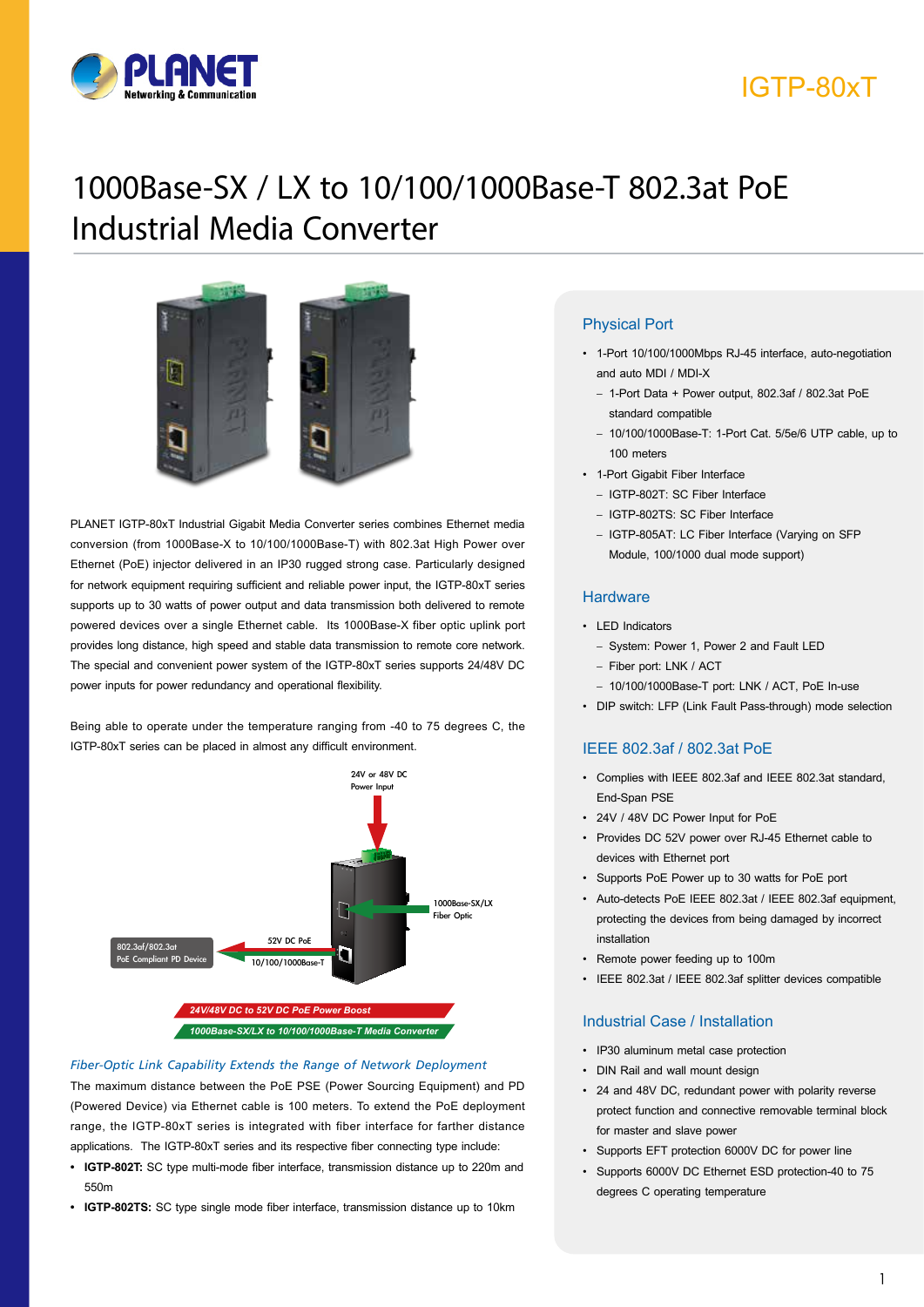# IGTP-80xT

# 1000Base-SX / LX to 10/100/1000Base-T 802.3at PoE Industrial Media Converter

PLANET IGTP-80xT Industrial Gigabit Media Converter series combines Ethernet media conversion (from 1000Base-X to 10/100/1000Base-T) with 802.3at High Power over Ethernet (PoE) injector delivered in an IP30 rugged strong case. Particularly designed for network equipment requiring sufficient and reliable power input, the IGTP-80xT series supports up to 30 watts of power output and data transmission both delivered to remote powered devices over a single Ethernet cable. Its 1000Base-X fiber optic uplink port provides long distance, high speed and stable data transmission to remote core network. The special and convenient power system of the IGTP-80xT series supports 24/48V DC power inputs for power redundancy and operational flexibility.

Being able to operate under the temperature ranging from -40 to 75 degrees C, the IGTP-80xT series can be placed in almost any difficult environment.

24V or 48V DC Power Input

1000Base-SX/LX Fiber Optic

52V DC PoE

802.3af/802.3at PoE Compliant PD Device

10/100/1000Base-T

*24V/48V DC to 52V DC PoE Power Boost*

*1000Base-SX/LX to 10/100/1000Base-T Media Converter*

### *Fiber-Optic Link Capability Extends the Range of Network Deployment*

The maximum distance between the PoE PSE (Power Sourcing Equipment) and PD (Powered Device) via Ethernet cable is 100 meters. To extend the PoE deployment range, the IGTP-80xT series is integrated with fiber interface for farther distance applications. The IGTP-80xT series and its respective fiber connecting type include:

- **IGTP-802T:** SC type multi-mode fiber interface, transmission distance up to 220m and 550m
- **IGTP-802TS:** SC type single mode fiber interface, transmission distance up to 10km

## Physical Port

- 1-Port 10/100/1000Mbps RJ-45 interface, auto-negotiation and auto MDI / MDI-X
  - 1-Port Data + Power output, 802.3af / 802.3at PoE standard compatible
  - 10/100/1000Base-T: 1-Port Cat. 5/5e/6 UTP cable, up to 100 meters
- 1-Port Gigabit Fiber Interface
  - IGTP-802T: SC Fiber Interface
  - IGTP-802TS: SC Fiber Interface
  - IGTP-805AT: LC Fiber Interface (Varying on SFP Module, 100/1000 dual mode support)

## Hardware

- LED Indicators
  - System: Power 1, Power 2 and Fault LED
  - Fiber port: LNK / ACT
  - 10/100/1000Base-T port: LNK / ACT, PoE In-use
- DIP switch: LFP (Link Fault Pass-through) mode selection

## IEEE 802.3af / 802.3at PoE

- Complies with IEEE 802.3af and IEEE 802.3at standard, End-Span PSE
- 24V / 48V DC Power Input for PoE
- Provides DC 52V power over RJ-45 Ethernet cable to devices with Ethernet port
- Supports PoE Power up to 30 watts for PoE port
- Auto-detects PoE IEEE 802.3at / IEEE 802.3af equipment, protecting the devices from being damaged by incorrect installation
- Remote power feeding up to 100m
- IEEE 802.3at / IEEE 802.3af splitter devices compatible

## Industrial Case / Installation

- IP30 aluminum metal case protection
- DIN Rail and wall mount design
- 24 and 48V DC, redundant power with polarity reverse protect function and connective removable terminal block for master and slave power
- Supports EFT protection 6000V DC for power line
- Supports 6000V DC Ethernet ESD protection-40 to 75 degrees C operating temperature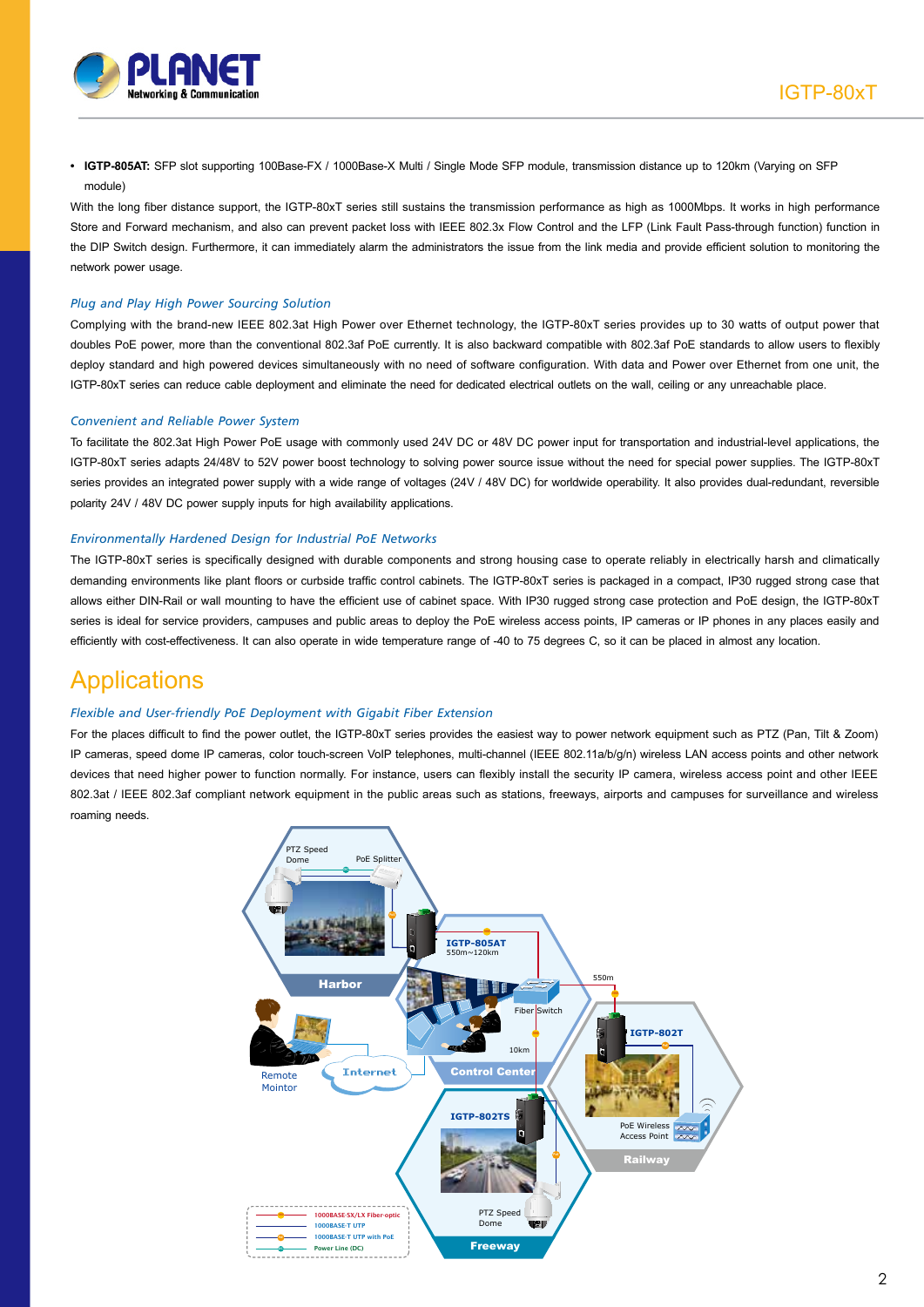- **IGTP-805AT:** SFP slot supporting 100Base-FX / 1000Base-X Multi / Single Mode SFP module, transmission distance up to 120km (Varying on SFP module)

With the long fiber distance support, the IGTP-80xT series still sustains the transmission performance as high as 1000Mbps. It works in high performance Store and Forward mechanism, and also can prevent packet loss with IEEE 802.3x Flow Control and the LFP (Link Fault Pass-through function) function in the DIP Switch design. Furthermore, it can immediately alarm the administrators the issue from the link media and provide efficient solution to monitoring the network power usage.

*Plug and Play High Power Sourcing Solution*

Complying with the brand-new IEEE 802.3at High Power over Ethernet technology, the IGTP-80xT series provides up to 30 watts of output power that doubles PoE power, more than the conventional 802.3af PoE currently. It is also backward compatible with 802.3af PoE standards to allow users to flexibly deploy standard and high powered devices simultaneously with no need of software configuration. With data and Power over Ethernet from one unit, the IGTP-80xT series can reduce cable deployment and eliminate the need for dedicated electrical outlets on the wall, ceiling or any unreachable place.

*Convenient and Reliable Power System*

To facilitate the 802.3at High Power PoE usage with commonly used 24V DC or 48V DC power input for transportation and industrial-level applications, the IGTP-80xT series adapts 24/48V to 52V power boost technology to solving power source issue without the need for special power supplies. The IGTP-80xT series provides an integrated power supply with a wide range of voltages (24V / 48V DC) for worldwide operability. It also provides dual-redundant, reversible polarity 24V / 48V DC power supply inputs for high availability applications.

*Environmentally Hardened Design for Industrial PoE Networks*

The IGTP-80xT series is specifically designed with durable components and strong housing case to operate reliably in electrically harsh and climatically demanding environments like plant floors or curbside traffic control cabinets. The IGTP-80xT series is packaged in a compact, IP30 rugged strong case that allows either DIN-Rail or wall mounting to have the efficient use of cabinet space. With IP30 rugged strong case protection and PoE design, the IGTP-80xT series is ideal for service providers, campuses and public areas to deploy the PoE wireless access points, IP cameras or IP phones in any places easily and efficiently with cost-effectiveness. It can also operate in wide temperature range of -40 to 75 degrees C, so it can be placed in almost any location.

# Applications

*Flexible and User-friendly PoE Deployment with Gigabit Fiber Extension*

For the places difficult to find the power outlet, the IGTP-80xT series provides the easiest way to power network equipment such as PTZ (Pan, Tilt & Zoom) IP cameras, speed dome IP cameras, color touch-screen VoIP telephones, multi-channel (IEEE 802.11a/b/g/n) wireless LAN access points and other network devices that need higher power to function normally. For instance, users can flexibly install the security IP camera, wireless access point and other IEEE 802.3at / IEEE 802.3af compliant network equipment in the public areas such as stations, freeways, airports and campuses for surveillance and wireless roaming needs.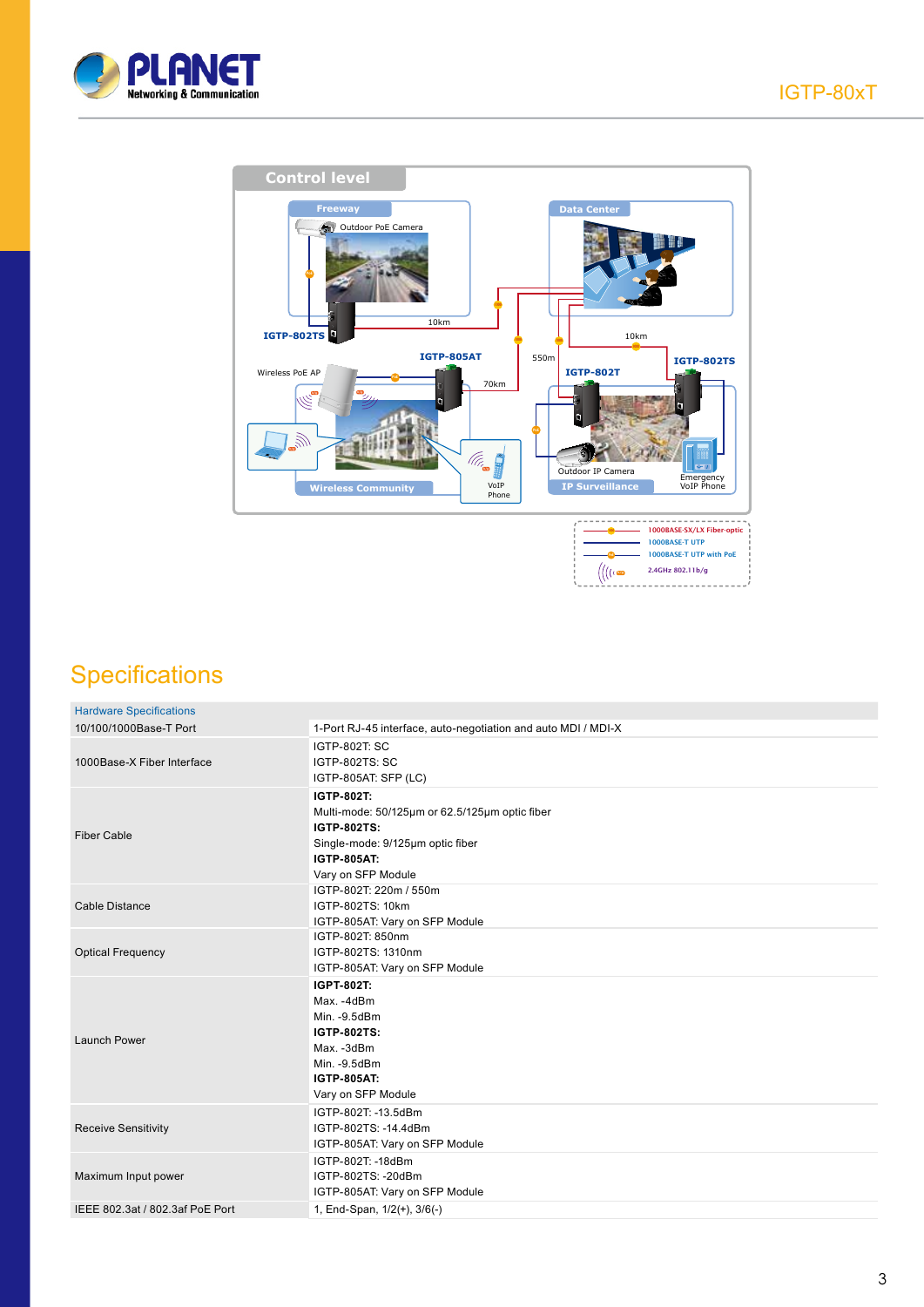## Specifications

| Hardware Specifications | |
|---|---|
| 10/100/1000Base-T Port | 1-Port RJ-45 interface, auto-negotiation and auto MDI / MDI-X |
| 1000Base-X Fiber Interface | IGTP-802T: SC<br>IGTP-802TS: SC<br>IGTP-805AT: SFP (LC) |
| Fiber Cable | **IGTP-802T:**<br>Multi-mode: 50/125μm or 62.5/125μm optic fiber<br>**IGTP-802TS:**<br>Single-mode: 9/125μm optic fiber<br>**IGTP-805AT:**<br>Vary on SFP Module |
| Cable Distance | IGTP-802T: 220m / 550m<br>IGTP-802TS: 10km<br>IGTP-805AT: Vary on SFP Module |
| Optical Frequency | IGTP-802T: 850nm<br>IGTP-802TS: 1310nm<br>IGTP-805AT: Vary on SFP Module |
| Launch Power | **IGPT-802T:**<br>Max. -4dBm<br>Min. -9.5dBm<br>**IGTP-802TS:**<br>Max. -3dBm<br>Min. -9.5dBm<br>**IGTP-805AT:**<br>Vary on SFP Module |
| Receive Sensitivity | IGTP-802T: -13.5dBm<br>IGTP-802TS: -14.4dBm<br>IGTP-805AT: Vary on SFP Module |
| Maximum Input power | IGTP-802T: -18dBm<br>IGTP-802TS: -20dBm<br>IGTP-805AT: Vary on SFP Module |
| IEEE 802.3at / 802.3af PoE Port | 1, End-Span, 1/2(+), 3/6(-) |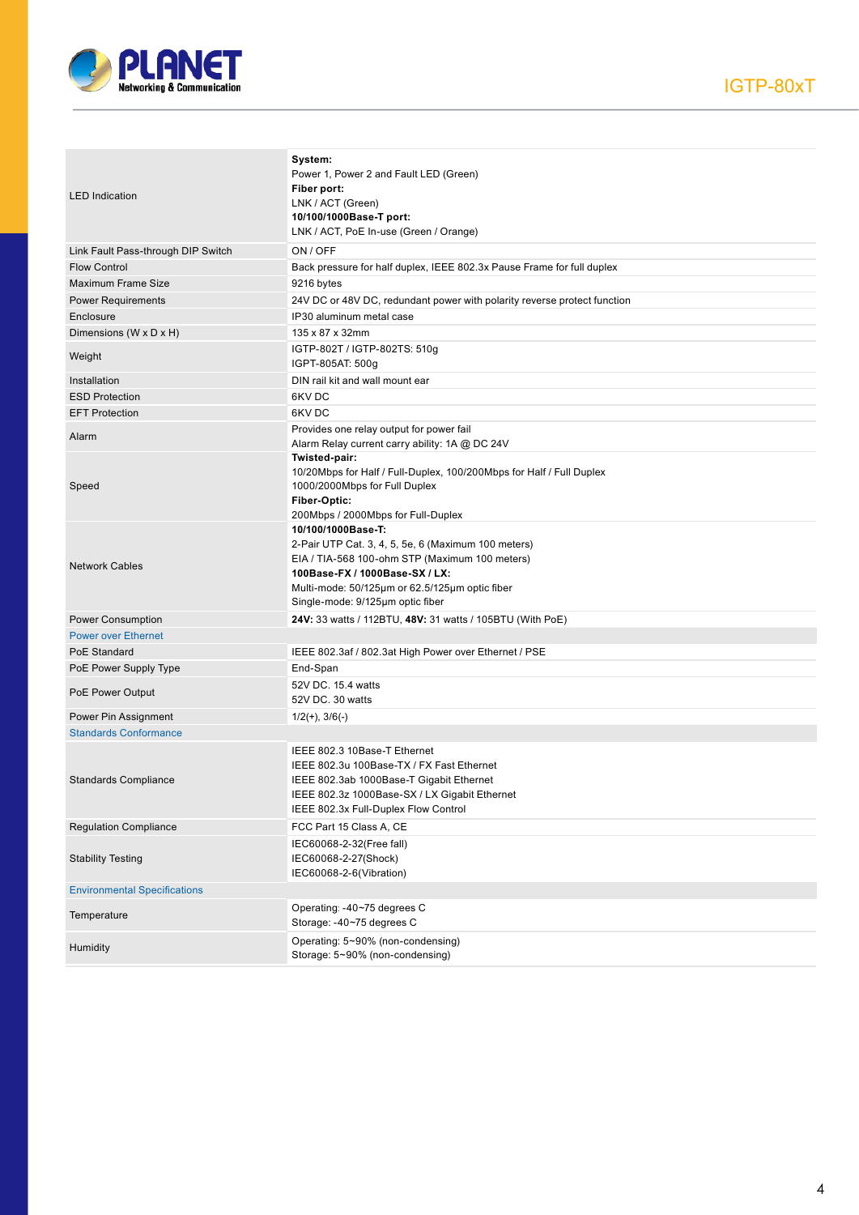| | |
|---|---|
| LED Indication | **System:**<br>Power 1, Power 2 and Fault LED (Green)<br>**Fiber port:**<br>LNK / ACT (Green)<br>**10/100/1000Base-T port:**<br>LNK / ACT, PoE In-use (Green / Orange) |
| Link Fault Pass-through DIP Switch | ON / OFF |
| Flow Control | Back pressure for half duplex, IEEE 802.3x Pause Frame for full duplex |
| Maximum Frame Size | 9216 bytes |
| Power Requirements | 24V DC or 48V DC, redundant power with polarity reverse protect function |
| Enclosure | IP30 aluminum metal case |
| Dimensions (W x D x H) | 135 x 87 x 32mm |
| Weight | IGTP-802T / IGTP-802TS: 510g<br>IGPT-805AT: 500g |
| Installation | DIN rail kit and wall mount ear |
| ESD Protection | 6KV DC |
| EFT Protection | 6KV DC |
| Alarm | Provides one relay output for power fail<br>Alarm Relay current carry ability: 1A @ DC 24V |
| Speed | **Twisted-pair:**<br>10/20Mbps for Half / Full-Duplex, 100/200Mbps for Half / Full Duplex<br>1000/2000Mbps for Full Duplex<br>**Fiber-Optic:**<br>200Mbps / 2000Mbps for Full-Duplex |
| Network Cables | **10/100/1000Base-T:**<br>2-Pair UTP Cat. 3, 4, 5, 5e, 6 (Maximum 100 meters)<br>EIA / TIA-568 100-ohm STP (Maximum 100 meters)<br>**100Base-FX / 1000Base-SX / LX:**<br>Multi-mode: 50/125µm or 62.5/125µm optic fiber<br>Single-mode: 9/125µm optic fiber |
| Power Consumption | **24V:** 33 watts / 112BTU, **48V:** 31 watts / 105BTU (With PoE) |
| **Power over Ethernet** | |
| PoE Standard | IEEE 802.3af / 802.3at High Power over Ethernet / PSE |
| PoE Power Supply Type | End-Span |
| PoE Power Output | 52V DC. 15.4 watts<br>52V DC. 30 watts |
| Power Pin Assignment | 1/2(+), 3/6(-) |
| **Standards Conformance** | |
| Standards Compliance | IEEE 802.3 10Base-T Ethernet<br>IEEE 802.3u 100Base-TX / FX Fast Ethernet<br>IEEE 802.3ab 1000Base-T Gigabit Ethernet<br>IEEE 802.3z 1000Base-SX / LX Gigabit Ethernet<br>IEEE 802.3x Full-Duplex Flow Control |
| Regulation Compliance | FCC Part 15 Class A, CE |
| Stability Testing | IEC60068-2-32(Free fall)<br>IEC60068-2-27(Shock)<br>IEC60068-2-6(Vibration) |
| **Environmental Specifications** | |
| Temperature | Operating: -40~75 degrees C<br>Storage: -40~75 degrees C |
| Humidity | Operating: 5~90% (non-condensing)<br>Storage: 5~90% (non-condensing) |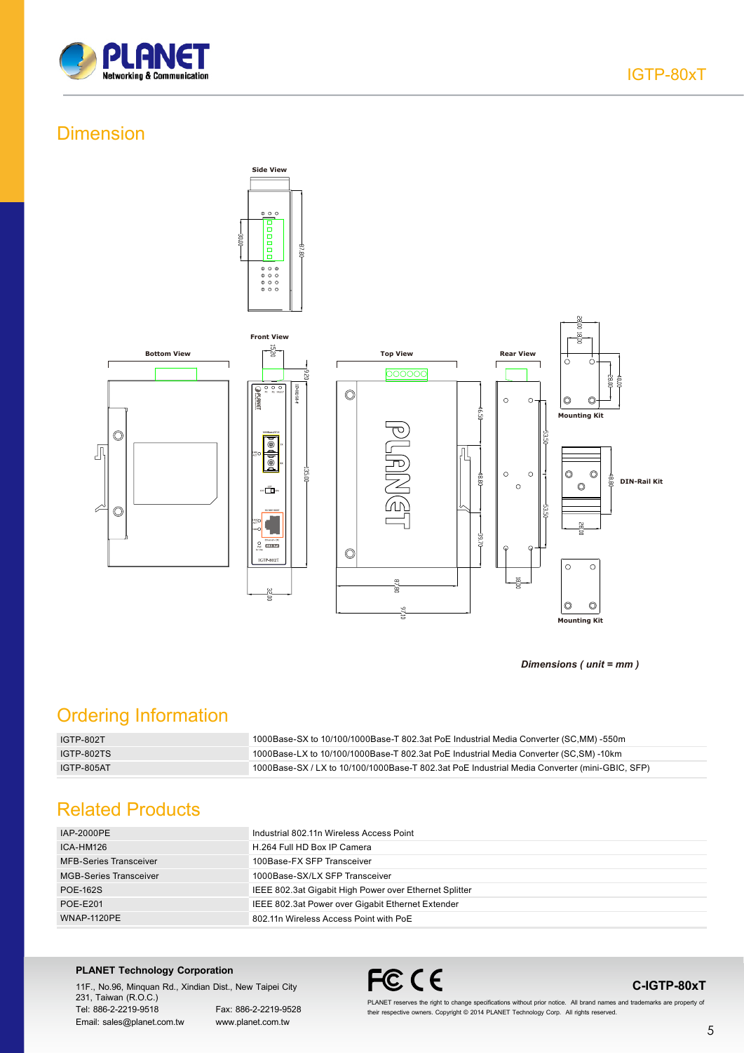## Dimension

Side View

Front View

Bottom View

Top View

Rear View

Mounting Kit

DIN-Rail Kit

Mounting Kit

*Dimensions ( unit = mm )*

## Ordering Information

| | |
|---|---|
| IGTP-802T | 1000Base-SX to 10/100/1000Base-T 802.3at PoE Industrial Media Converter (SC,MM) -550m |
| IGTP-802TS | 1000Base-LX to 10/100/1000Base-T 802.3at PoE Industrial Media Converter (SC,SM) -10km |
| IGTP-805AT | 1000Base-SX / LX to 10/100/1000Base-T 802.3at PoE Industrial Media Converter (mini-GBIC, SFP) |

## Related Products

| | |
|---|---|
| IAP-2000PE | Industrial 802.11n Wireless Access Point |
| ICA-HM126 | H.264 Full HD Box IP Camera |
| MFB-Series Transceiver | 100Base-FX SFP Transceiver |
| MGB-Series Transceiver | 1000Base-SX/LX SFP Transceiver |
| POE-162S | IEEE 802.3at Gigabit High Power over Ethernet Splitter |
| POE-E201 | IEEE 802.3at Power over Gigabit Ethernet Extender |
| WNAP-1120PE | 802.11n Wireless Access Point with PoE |

**PLANET Technology Corporation**

11F., No.96, Minquan Rd., Xindian Dist., New Taipei City 231, Taiwan (R.O.C.)
Tel: 886-2-2219-9518 Fax: 886-2-2219-9528
Email: sales@planet.com.tw www.planet.com.tw

**C-IGTP-80xT**

PLANET reserves the right to change specifications without prior notice. All brand names and trademarks are property of their respective owners. Copyright © 2014 PLANET Technology Corp. All rights reserved.